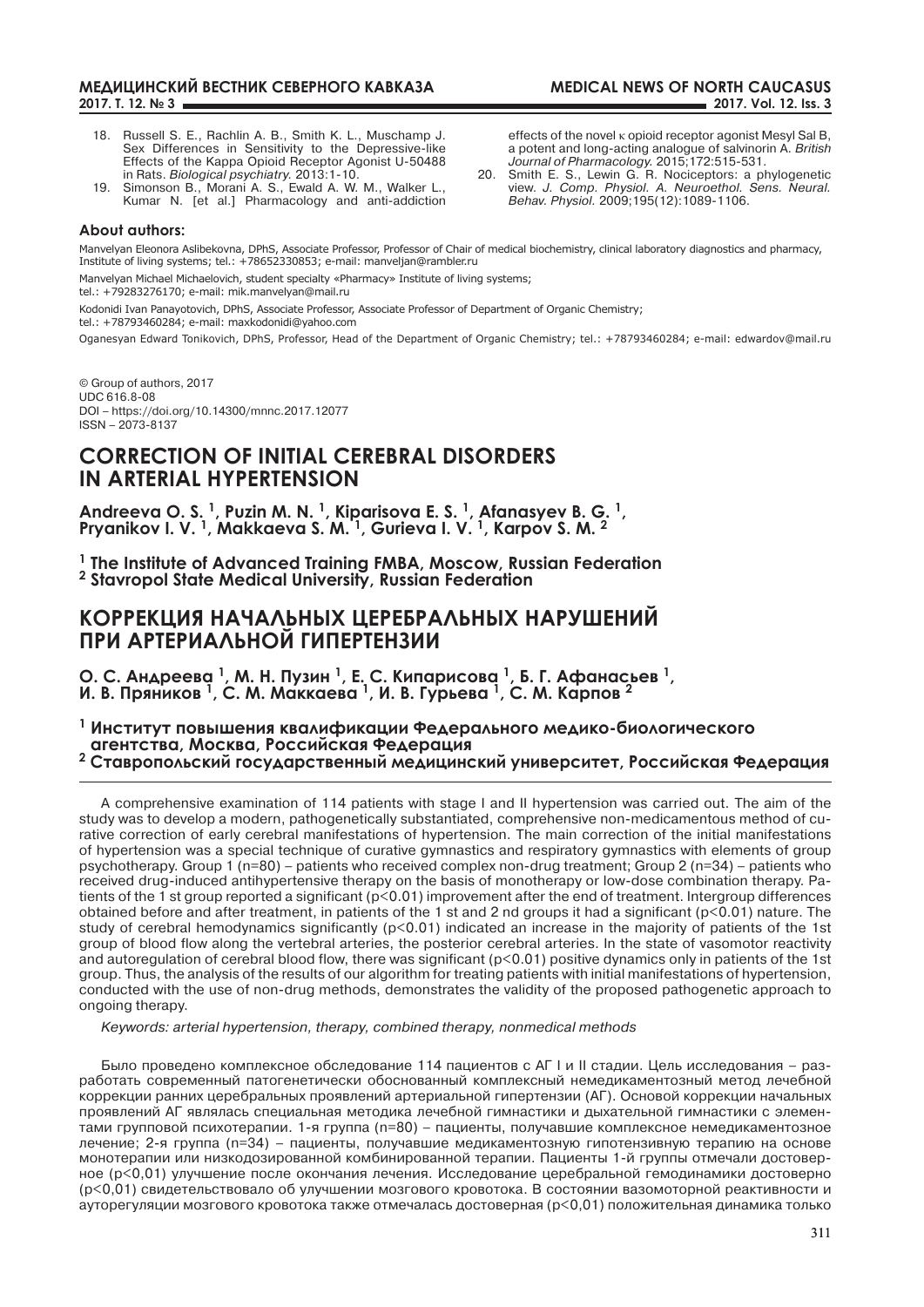18. Russell S. E., Rachlin A. B., Smith K. L., Muschamp J. Sex Differences in Sensitivity to the Depressive-like Effects of the Kappa Opioid Receptor Agonist U-50488 in Rats. *Biological psychiatry.* 2013:1-10.
19. Simonson B., Morani A. S., Ewald A. W. M., Walker L., Kumar N. [et al.] Pharmacology and anti-addiction effects of the novel κ opioid receptor agonist Mesyl Sal B, a potent and long-acting analogue of salvinorin A. *British Journal of Pharmacology.* 2015;172:515-531.
20. Smith E. S., Lewin G. R. Nociceptors: a phylogenetic view. *J. Comp. Physiol. A. Neuroethol. Sens. Neural. Behav. Physiol.* 2009;195(12):1089-1106.

**About authors:**

Manvelyan Eleonora Aslibekovna, DPhS, Associate Professor, Professor of Chair of medical biochemistry, clinical laboratory diagnostics and pharmacy, Institute of living systems; tel.: +78652330853; e-mail: manveljan@rambler.ru

Manvelyan Michael Michaelovich, student specialty «Pharmacy» Institute of living systems; tel.: +79283276170; e-mail: mik.manvelyan@mail.ru

Kodonidi Ivan Panayotovich, DPhS, Associate Professor, Associate Professor of Department of Organic Chemistry; tel.: +78793460284; e-mail: maxkodonidi@yahoo.com

Oganesyan Edward Tonikovich, DPhS, Professor, Head of the Department of Organic Chemistry; tel.: +78793460284; e-mail: edwardov@mail.ru

© Group of authors, 2017
UDC 616.8-08
DOI – https://doi.org/10.14300/mnnc.2017.12077
ISSN – 2073-8137

# CORRECTION OF INITIAL CEREBRAL DISORDERS IN ARTERIAL HYPERTENSION

**Andreeva O. S. [1], Puzin M. N. [1], Kiparisova E. S. [1], Afanasyev B. G. [1], Pryanikov I. V. [1], Makkaeva S. M. [1], Gurieva I. V. [1], Karpov S. M. [2]**

**[1] The Institute of Advanced Training FMBA, Moscow, Russian Federation**
**[2] Stavropol State Medical University, Russian Federation**

# КОРРЕКЦИЯ НАЧАЛЬНЫХ ЦЕРЕБРАЛЬНЫХ НАРУШЕНИЙ ПРИ АРТЕРИАЛЬНОЙ ГИПЕРТЕНЗИИ

**О. С. Андреева [1], М. Н. Пузин [1], Е. С. Кипарисова [1], Б. Г. Афанасьев [1], И. В. Пряников [1], С. М. Маккаева [1], И. В. Гурьева [1], С. М. Карпов [2]**

**[1] Институт повышения квалификации Федерального медико-биологического агентства, Москва, Российская Федерация**
**[2] Ставропольский государственный медицинский университет, Российская Федерация**

A comprehensive examination of 114 patients with stage I and II hypertension was carried out. The aim of the study was to develop a modern, pathogenetically substantiated, comprehensive non-medicamentous method of curative correction of early cerebral manifestations of hypertension. The main correction of the initial manifestations of hypertension was a special technique of curative gymnastics and respiratory gymnastics with elements of group psychotherapy. Group 1 (n=80) – patients who received complex non-drug treatment; Group 2 (n=34) – patients who received drug-induced antihypertensive therapy on the basis of monotherapy or low-dose combination therapy. Patients of the 1 st group reported a significant ($p<0.01$) improvement after the end of treatment. Intergroup differences obtained before and after treatment, in patients of the 1 st and 2 nd groups it had a significant ($p<0.01$) nature. The study of cerebral hemodynamics significantly ($p<0.01$) indicated an increase in the majority of patients of the 1st group of blood flow along the vertebral arteries, the posterior cerebral arteries. In the state of vasomotor reactivity and autoregulation of cerebral blood flow, there was significant ($p<0.01$) positive dynamics only in patients of the 1st group. Thus, the analysis of the results of our algorithm for treating patients with initial manifestations of hypertension, conducted with the use of non-drug methods, demonstrates the validity of the proposed pathogenetic approach to ongoing therapy.

*Keywords: arterial hypertension, therapy, combined therapy, nonmedical methods*

Было проведено комплексное обследование 114 пациентов с АГ I и II стадии. Цель исследования – разработать современный патогенетически обоснованный комплексный немедикаментозный метод лечебной коррекции ранних церебральных проявлений артериальной гипертензии (АГ). Основой коррекции начальных проявлений АГ являлась специальная методика лечебной гимнастики и дыхательной гимнастики с элементами групповой психотерапии. 1-я группа (n=80) – пациенты, получавшие комплексное немедикаментозное лечение; 2-я группа (n=34) – пациенты, получавшие медикаментозную гипотензивную терапию на основе монотерапии или низкодозированной комбинированной терапии. Пациенты 1-й группы отмечали достоверное ($p<0{,}01$) улучшение после окончания лечения. Исследование церебральной гемодинамики достоверно ($p<0{,}01$) свидетельствовало об улучшении мозгового кровотока. В состоянии вазомоторной реактивности и ауторегуляции мозгового кровотока также отмечалась достоверная ($p<0{,}01$) положительная динамика только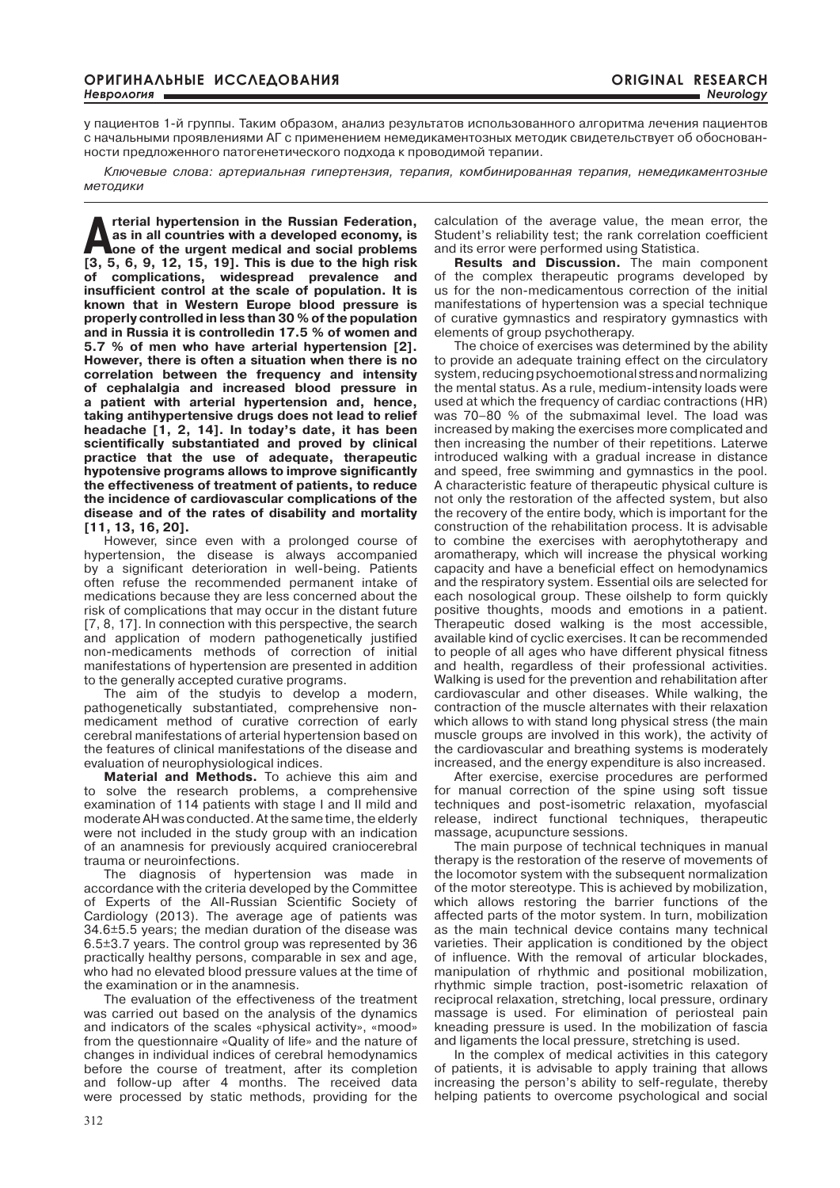у пациентов 1-й группы. Таким образом, анализ результатов использованного алгоритма лечения пациентов с начальными проявлениями АГ с применением немедикаментозных методик свидетельствует об обоснованности предложенного патогенетического подхода к проводимой терапии.

*Ключевые слова: артериальная гипертензия, терапия, комбинированная терапия, немедикаментозные методики*

**Arterial hypertension in the Russian Federation, as in all countries with a developed economy, is one of the urgent medical and social problems [3, 5, 6, 9, 12, 15, 19]. This is due to the high risk of complications, widespread prevalence and insufficient control at the scale of population. It is known that in Western Europe blood pressure is properly controlled in less than 30 % of the population and in Russia it is controlledin 17.5 % of women and 5.7 % of men who have arterial hypertension [2]. However, there is often a situation when there is no correlation between the frequency and intensity of cephalalgia and increased blood pressure in a patient with arterial hypertension and, hence, taking antihypertensive drugs does not lead to relief headache [1, 2, 14]. In today's date, it has been scientifically substantiated and proved by clinical practice that the use of adequate, therapeutic hypotensive programs allows to improve significantly the effectiveness of treatment of patients, to reduce the incidence of cardiovascular complications of the disease and of the rates of disability and mortality [11, 13, 16, 20].**

However, since even with a prolonged course of hypertension, the disease is always accompanied by a significant deterioration in well-being. Patients often refuse the recommended permanent intake of medications because they are less concerned about the risk of complications that may occur in the distant future [7, 8, 17]. In connection with this perspective, the search and application of modern pathogenetically justified non-medicaments methods of correction of initial manifestations of hypertension are presented in addition to the generally accepted curative programs.

The aim of the studyis to develop a modern, pathogenetically substantiated, comprehensive non-medicament method of curative correction of early cerebral manifestations of arterial hypertension based on the features of clinical manifestations of the disease and evaluation of neurophysiological indices.

**Material and Methods.** To achieve this aim and to solve the research problems, a comprehensive examination of 114 patients with stage I and II mild and moderate AH was conducted. At the same time, the elderly were not included in the study group with an indication of an anamnesis for previously acquired craniocerebral trauma or neuroinfections.

The diagnosis of hypertension was made in accordance with the criteria developed by the Committee of Experts of the All-Russian Scientific Society of Cardiology (2013). The average age of patients was 34.6±5.5 years; the median duration of the disease was 6.5±3.7 years. The control group was represented by 36 practically healthy persons, comparable in sex and age, who had no elevated blood pressure values at the time of the examination or in the anamnesis.

The evaluation of the effectiveness of the treatment was carried out based on the analysis of the dynamics and indicators of the scales «physical activity», «mood» from the questionnaire «Quality of life» and the nature of changes in individual indices of cerebral hemodynamics before the course of treatment, after its completion and follow-up after 4 months. The received data were processed by static methods, providing for the calculation of the average value, the mean error, the Student's reliability test; the rank correlation coefficient and its error were performed using Statistica.

**Results and Discussion.** The main component of the complex therapeutic programs developed by us for the non-medicamentous correction of the initial manifestations of hypertension was a special technique of curative gymnastics and respiratory gymnastics with elements of group psychotherapy.

The choice of exercises was determined by the ability to provide an adequate training effect on the circulatory system, reducing psychoemotional stress and normalizing the mental status. As a rule, medium-intensity loads were used at which the frequency of cardiac contractions (HR) was 70–80 % of the submaximal level. The load was increased by making the exercises more complicated and then increasing the number of their repetitions. Laterwe introduced walking with a gradual increase in distance and speed, free swimming and gymnastics in the pool. A characteristic feature of therapeutic physical culture is not only the restoration of the affected system, but also the recovery of the entire body, which is important for the construction of the rehabilitation process. It is advisable to combine the exercises with aerophytotherapy and aromatherapy, which will increase the physical working capacity and have a beneficial effect on hemodynamics and the respiratory system. Essential oils are selected for each nosological group. These oilshelp to form quickly positive thoughts, moods and emotions in a patient. Therapeutic dosed walking is the most accessible, available kind of cyclic exercises. It can be recommended to people of all ages who have different physical fitness and health, regardless of their professional activities. Walking is used for the prevention and rehabilitation after cardiovascular and other diseases. While walking, the contraction of the muscle alternates with their relaxation which allows to with stand long physical stress (the main muscle groups are involved in this work), the activity of the cardiovascular and breathing systems is moderately increased, and the energy expenditure is also increased.

After exercise, exercise procedures are performed for manual correction of the spine using soft tissue techniques and post-isometric relaxation, myofascial release, indirect functional techniques, therapeutic massage, acupuncture sessions.

The main purpose of technical techniques in manual therapy is the restoration of the reserve of movements of the locomotor system with the subsequent normalization of the motor stereotype. This is achieved by mobilization, which allows restoring the barrier functions of the affected parts of the motor system. In turn, mobilization as the main technical device contains many technical varieties. Their application is conditioned by the object of influence. With the removal of articular blockades, manipulation of rhythmic and positional mobilization, rhythmic simple traction, post-isometric relaxation of reciprocal relaxation, stretching, local pressure, ordinary massage is used. For elimination of periosteal pain kneading pressure is used. In the mobilization of fascia and ligaments the local pressure, stretching is used.

In the complex of medical activities in this category of patients, it is advisable to apply training that allows increasing the person's ability to self-regulate, thereby helping patients to overcome psychological and social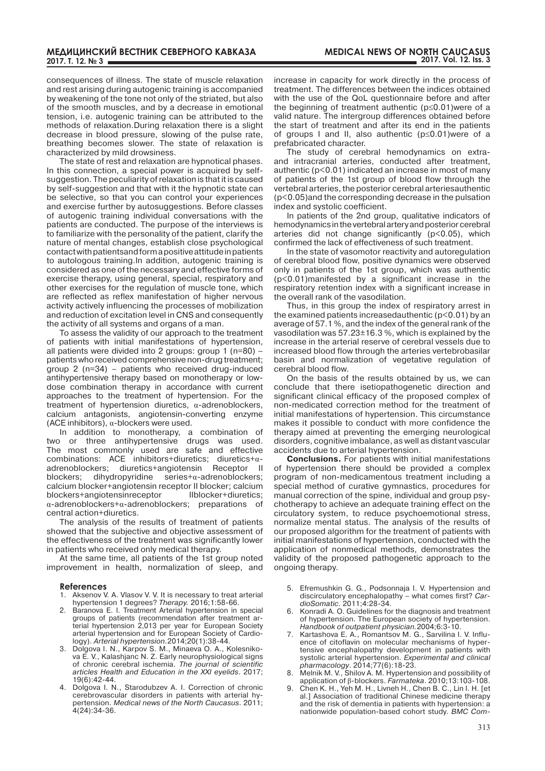consequences of illness. The state of muscle relaxation and rest arising during autogenic training is accompanied by weakening of the tone not only of the striated, but also of the smooth muscles, and by a decrease in emotional tension, i.e. autogenic training can be attributed to the methods of relaxation.During relaxation there is a slight decrease in blood pressure, slowing of the pulse rate, breathing becomes slower. The state of relaxation is characterized by mild drowsiness.

The state of rest and relaxation are hypnotical phases. In this connection, a special power is acquired by self-suggestion. The peculiarity of relaxation is that it is caused by self-suggestion and that with it the hypnotic state can be selective, so that you can control your experiences and exercise further by autosuggestions. Before classes of autogenic training individual conversations with the patients are conducted. The purpose of the interviews is to familiarize with the personality of the patient, clarify the nature of mental changes, establish close psychological contact with patients and form a positive attitude in patients to autologous training.In addition, autogenic training is considered as one of the necessary and effective forms of exercise therapy, using general, special, respiratory and other exercises for the regulation of muscle tone, which are reflected as reflex manifestation of higher nervous activity actively influencing the processes of mobilization and reduction of excitation level in CNS and consequently the activity of all systems and organs of a man.

To assess the validity of our approach to the treatment of patients with initial manifestations of hypertension, all patients were divided into 2 groups: group 1 (n=80) – patients who received comprehensive non-drug treatment; group 2 (n=34) – patients who received drug-induced antihypertensive therapy based on monotherapy or low-dose combination therapy in accordance with current approaches to the treatment of hypertension. For the treatment of hypertension diuretics, α-adrenoblockers, calcium antagonists, angiotensin-converting enzyme (ACE inhibitors), α-blockers were used.

In addition to monotherapy, a combination of two or three antihypertensive drugs was used. The most commonly used are safe and effective combinations: ACE inhibitors+diuretics; diuretics+α-adrenoblockers; diuretics+angiotensin Receptor II blockers; dihydropyridine series+α-adrenoblockers; calcium blocker+angiotensin receptor II blocker; calcium blockers+angiotensinreceptor IIblocker+diuretics; α-adrenoblockers+α-adrenoblockers; preparations of central action+diuretics.

The analysis of the results of treatment of patients showed that the subjective and objective assessment of the effectiveness of the treatment was significantly lower in patients who received only medical therapy.

At the same time, all patients of the 1st group noted improvement in health, normalization of sleep, and increase in capacity for work directly in the process of treatment. The differences between the indices obtained with the use of the QoL questionnaire before and after the beginning of treatment authentic ($p \leq 0.01$)were of a valid nature. The intergroup differences obtained before the start of treatment and after its end in the patients of groups I and II, also authentic ($p \leq 0.01$)were of a prefabricated character.

The study of cerebral hemodynamics on extra- and intracranial arteries, conducted after treatment, authentic ($p < 0.01$) indicated an increase in most of many of patients of the 1st group of blood flow through the vertebral arteries, the posterior cerebral arteriesauthentic ($p < 0.05$)and the corresponding decrease in the pulsation index and systolic coefficient.

In patients of the 2nd group, qualitative indicators of hemodynamics in the vertebral artery and posterior cerebral arteries did not change significantly ($p < 0.05$), which confirmed the lack of effectiveness of such treatment.

In the state of vasomotor reactivity and autoregulation of cerebral blood flow, positive dynamics were observed only in patients of the 1st group, which was authentic ($p < 0.01$)manifested by a significant increase in the respiratory retention index with a significant increase in the overall rank of the vasodilation.

Thus, in this group the index of respiratory arrest in the examined patients increasedauthentic ($p < 0.01$) by an average of 57.1 %, and the index of the general rank of the vasodilation was 57.23±16.3 %, which is explained by the increase in the arterial reserve of cerebral vessels due to increased blood flow through the arteries vertebrobasilar basin and normalization of vegetative regulation of cerebral blood flow.

On the basis of the results obtained by us, we can conclude that there isetiopathogenetic direction and significant clinical efficacy of the proposed complex of non-medicated correction method for the treatment of initial manifestations of hypertension. This circumstance makes it possible to conduct with more confidence the therapy aimed at preventing the emerging neurological disorders, cognitive imbalance, as well as distant vascular accidents due to arterial hypertension.

**Conclusions.** For patients with initial manifestations of hypertension there should be provided a complex program of non-medicamentous treatment including a special method of curative gymnastics, procedures for manual correction of the spine, individual and group psychotherapy to achieve an adequate training effect on the circulatory system, to reduce psychoemotional stress, normalize mental status. The analysis of the results of our proposed algorithm for the treatment of patients with initial manifestations of hypertension, conducted with the application of nonmedical methods, demonstrates the validity of the proposed pathogenetic approach to the ongoing therapy.

## References

1. Aksenov V. A. Vlasov V. V. It is necessary to treat arterial hypertension 1 degrees? *Therapy*. 2016;1:58-66.
2. Baranova E. I. Treatment Arterial hypertension in special groups of patients (recommendation after treatment arterial hypertension 2,013 per year for European Society arterial hypertension and for European Society of Cardiology). *Arterial hypertension*.2014;20(1):38-44.
3. Dolgova I. N., Karpov S. M., Minaeva O. A., Kolesnikova E. V., Kalashjanc N. Z. Early neurophysiological signs of chronic cerebral ischemia. *The journal of scientific articles Health and Education in the XXI eylids*. 2017; 19(6):42-44.
4. Dolgova I. N., Starodubzev A. I. Correction of chronic cerebrovascular disorders in patients with arterial hypertension. *Medical news of the North Caucasus*. 2011; 4(24):34-36.
5. Efremushkin G. G., Podsonnaja I. V. Hypertension and discirculatory encephalopathy – what comes first? *CardioSomatic*. 2011;4:28-34.
6. Konradi A. O. Guidelines for the diagnosis and treatment of hypertension. The European society of hypertension. *Handbook of outpatient physician.*2004;6:3-10.
7. Kartashova E. A., Romantsov M. G., Sarvilina I. V. Influence of citoflavin on molecular mechanisms of hypertensive encephalopathy development in patients with systolic arterial hypertension. *Experimental and clinical pharmacology*. 2014;77(6):18-23.
8. Melnik M. V., Shilov A. M. Hypertension and possibility of application of β-blockers. *Farmateka*. 2010;13:103-108.
9. Chen K. H., Yeh M. H., Livneh H., Chen B. C., Lin I. H. [et al.] Association of traditional Chinese medicine therapy and the risk of dementia in patients with hypertension: a nationwide population-based cohort study. *BMC Com-*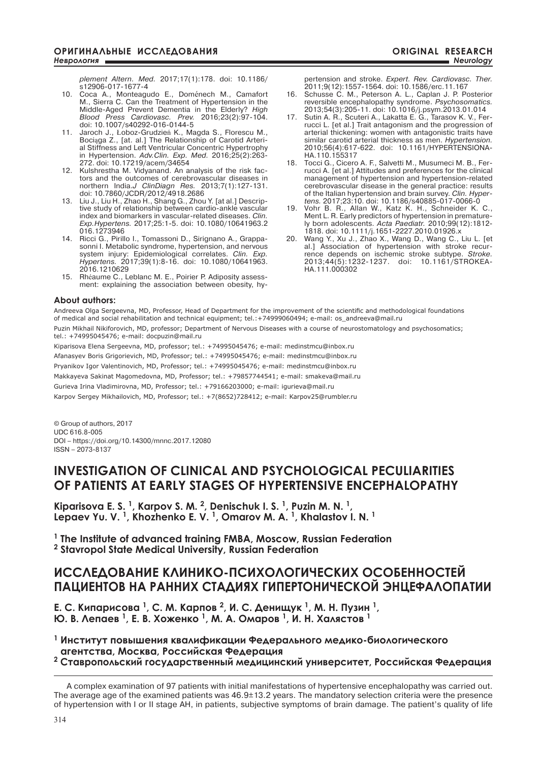plement Altern. Med. 2017;17(1):178. doi: 10.1186/s12906-017-1677-4

10. Coca A., Monteagudo E., Doménech M., Camafort M., Sierra C. Can the Treatment of Hypertension in the Middle-Aged Prevent Dementia in the Elderly? *High Blood Press Cardiovasc. Prev.* 2016;23(2):97-104. doi: 10.1007/s40292-016-0144-5
11. Jaroch J., Łoboz-Grudzień K., Magda S., Florescu M., Bociąga Z., [at. al.] The Relationship of Carotid Arterial Stiffness and Left Ventricular Concentric Hypertrophy in Hypertension. *Adv.Clin. Exp. Med.* 2016;25(2):263-272. doi: 10.17219/acem/34654
12. Kulshrestha M. Vidyanand. An analysis of the risk factors and the outcomes of cerebrovascular diseases in northern India.*J ClinDiagn Res.* 2013;7(1):127-131. doi: 10.7860/JCDR/2012/4918.2686
13. Liu J., Liu H., Zhao H., Shang G., Zhou Y. [at al.] Descriptive study of relationship between cardio-ankle vascular index and biomarkers in vascular-related diseases. *Clin. Exp.Hypertens.* 2017;25:1-5. doi: 10.1080/10641963.2016.1273946
14. Ricci G., Pirillo I., Tomassoni D., Sirignano A., Grappasonni I. Metabolic syndrome, hypertension, and nervous system injury: Epidemiological correlates. *Clin. Exp. Hypertens.* 2017;39(1):8-16. doi: 10.1080/10641963.2016.1210629
15. Rhéaume C., Leblanc M. E., Poirier P. Adiposity assessment: explaining the association between obesity, hypertension and stroke. *Expert. Rev. Cardiovasc. Ther.* 2011;9(12):1557-1564. doi: 10.1586/erc.11.167
16. Schusse C. M., Peterson A. L., Caplan J. P. Posterior reversible encephalopathy syndrome. *Psychosomatics.* 2013;54(3):205-11. doi: 10.1016/j.psym.2013.01.014
17. Sutin A. R., Scuteri A., Lakatta E. G., Tarasov K. V., Ferrucci L. [et al.] Trait antagonism and the progression of arterial thickening: women with antagonistic traits have similar carotid arterial thickness as men. *Hypertension.* 2010;56(4):617-622. doi: 10.1161/HYPERTENSIONAHA.110.155317
18. Tocci G., Cicero A. F., Salvetti M., Musumeci M. B., Ferrucci A. [et al.] Attitudes and preferences for the clinical management of hypertension and hypertension-related cerebrovascular disease in the general practice: results of the Italian hypertension and brain survey. *Clin. Hypertens.* 2017;23:10. doi: 10.1186/s40885-017-0066-0
19. Vohr B. R., Allan W., Katz K. H., Schneider K. C., Ment L. R. Early predictors of hypertension in prematurely born adolescents. *Acta Paediatr.* 2010;99(12):1812-1818. doi: 10.1111/j.1651-2227.2010.01926.x
20. Wang Y., Xu J., Zhao X., Wang D., Wang C., Liu L. [et al.] Association of hypertension with stroke recurrence depends on ischemic stroke subtype. *Stroke.* 2013;44(5):1232-1237. doi: 10.1161/STROKEAHA.111.000302

**About authors:**

Andreeva Olga Sergeevna, MD, Professor, Head of Department for the improvement of the scientific and methodological foundations of medical and social rehabilitation and technical equipment; tel.:+74999060494; e-mail: os_andreeva@mail.ru

Puzin Mikhail Nikiforovich, MD, professor; Department of Nervous Diseases with a course of neurostomatology and psychosomatics; tel.: +74995045476; e-mail: docpuzin@mail.ru

Kiparisova Elena Sergeevna, MD, professor; tel.: +74995045476; e-mail: medinstmcu@inbox.ru

Afanasyev Boris Grigorievich, MD, Professor; tel.: +74995045476; e-mail: medinstmcu@inbox.ru

Pryanikov Igor Valentinovich, MD, Professor; tel.: +74995045476; e-mail: medinstmcu@inbox.ru

Makkayeva Sakinat Magomedovna, MD, Professor; tel.: +79857744541; e-mail: smakeva@mail.ru

Gurieva Irina Vladimirovna, MD, Professor; tel.: +79166203000; e-mail: igurieva@mail.ru

Karpov Sergey Mikhailovich, MD, Professor; tel.: +7(8652)728412; e-mail: Karpov25@rumbler.ru

© Group of authors, 2017
UDC 616.8-005
DOI – https://doi.org/10.14300/mnnc.2017.12080
ISSN – 2073-8137

# INVESTIGATION OF CLINICAL AND PSYCHOLOGICAL PECULIARITIES OF PATIENTS AT EARLY STAGES OF HYPERTENSIVE ENCEPHALOPATHY

**Kiparisova E. S. [1], Karpov S. M. [2], Denischuk I. S. [1], Puzin M. N. [1], Lepaev Yu. V. [1], Khozhenko E. V. [1], Omarov M. A. [1], Khalastov I. N. [1]**

**[1] The Institute of advanced training FMBA, Moscow, Russian Federation**
**[2] Stavropol State Medical University, Russian Federation**

# ИССЛЕДОВАНИЕ КЛИНИКО-ПСИХОЛОГИЧЕСКИХ ОСОБЕННОСТЕЙ ПАЦИЕНТОВ НА РАННИХ СТАДИЯХ ГИПЕРТОНИЧЕСКОЙ ЭНЦЕФАЛОПАТИИ

**Е. С. Кипарисова [1], С. М. Карпов [2], И. С. Денищук [1], М. Н. Пузин [1], Ю. В. Лепаев [1], Е. В. Хоженко [1], М. А. Омаров [1], И. Н. Халястов [1]**

**[1] Институт повышения квалификации Федерального медико-биологического агентства, Москва, Российская Федерация**
**[2] Ставропольский государственный медицинский университет, Российская Федерация**

A complex examination of 97 patients with initial manifestations of hypertensive encephalopathy was carried out. The average age of the examined patients was 46.9±13.2 years. The mandatory selection criteria were the presence of hypertension with I or II stage AH, in patients, subjective symptoms of brain damage. The patient's quality of life